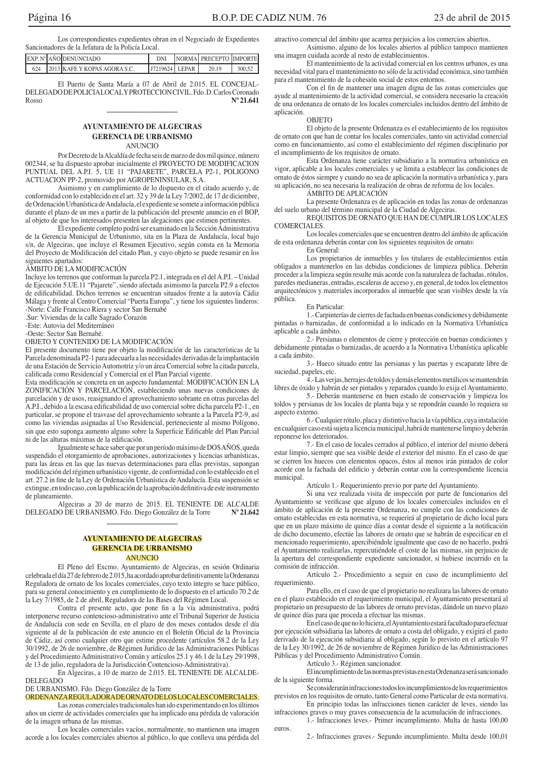Los correspondientes expedientes obran en el Negociado de Expedientes Sancionadores de la Jefatura de la Policía Local.

| EXP. Nº | AÑO | DENUNCIADO | DNI | NORMA | PRECEPTO | IMPORTE |
|---|---|---|---|---|---|---|
| 624 | 2013 | KAFE Y KOPAS AGORA S.C. | J7219624 | LEPAR | 20.19 | 300,52 |

El Puerto de Santa María a 07 de Abril de 2.015. EL CONCEJAL-DELEGADO DE POLICIA LOCAL Y PROTECCION CIVIL. Fdo. D. Carlos Coronado Rosso **Nº 21.641**

---

## AYUNTAMIENTO DE ALGECIRAS
## GERENCIA DE URBANISMO
### ANUNCIO

Por Decreto de la Alcaldía de fecha seis de marzo de dos mil quince, número 002344, se ha dispuesto aprobar inicialmente el PROYECTO DE MODIFICACION PUNTUAL DEL A.P.I. 5, UE 11 "PAJARETE", PARCELA P2-1, POLIGONO ACTUACION PP-2, promovido por AGROPENINSULAR, S.A.

Asimismo y en cumplimiento de lo dispuesto en el citado acuerdo y, de conformidad con lo establecido en el art. 32 y 39 de la Ley 7/2002, de 17 de diciembre, de Ordenación Urbanística de Andalucía, el expediente se somete a información pública durante el plazo de un mes a partir de la publicación del presente anuncio en el BOP, al objeto de que los interesados presenten las alegaciones que estimen pertinentes.

El expediente completo podrá ser examinado en la Sección Administrativa de la Gerencia Municipal de Urbanismo, sita en la Plaza de Andalucía, local bajo s/n, de Algeciras, que incluye el Resumen Ejecutivo, según consta en la Memoria del Proyecto de Modificación del citado Plan, y cuyo objeto se puede resumir en los siguientes apartados:

ÁMBITO DE LA MODIFICACIÓN

Incluye los terrenos que conforman la parcela P2.1, integrada en el del A.P.I. – Unidad de Ejecución 5.UE.11 "Pajarete", siendo afectada asimismo la parcela P2.9 a efectos de edificabilidad. Dichos terrenos se encuentran situados frente a la autovía Cádiz Málaga y frente al Centro Comercial "Puerta Europa", y tiene los siguientes linderos:

-Norte: Calle Francisco Riera y sector San Bernabé

.Sur: Viviendas de la calle Sagrado Corazón

-Este: Autovia del Mediterráneo

-Oeste: Sector San Bernabé.

OBJETO Y CONTENIDO DE LA MODIFICACIÓN

El presente documento tiene por objeto la modificación de las características de la Parcela denominada P2-1 para adecuarla a las necesidades derivadas de la implantación de una Estación de Servicio Automotriz y/o un área Comercial sobre la citada parcela, calificada como Residencial y Comercial en el Plan Parcial vigente.

Esta modificación se concreta en un aspecto fundamental: MODIFICACIÓN EN LA ZONIFICACIÓN Y PARCELACIÓN, estableciendo unas nuevas condiciones de parcelación y de usos, reasignando el aprovechamiento sobrante en otras parcelas del A.P.I., debido a la escasa edificabilidad de uso comercial sobre dicha parcela P2-1., en particular, se propone el trasvase del aprovechamiento sobrante a la Parcela P2-9, así como las viviendas asignadas al Uso Residencial, perteneciente al mismo Polígono, sin que esto suponga aumento alguno sobre la Superficie Edificable del Plan Parcial ni de las alturas máximas de la edificación.

Igualmente se hace saber que por un período máximo de DOS AÑOS, queda suspendido el otorgamiento de aprobaciones, autorizaciones y licencias urbanísticas, para las áreas en las que las nuevas determinaciones para ellas previstas, supongan modificación del régimen urbanístico vigente, de conformidad con lo establecido en el art. 27.2 in fine de la Ley de Ordenación Urbanística de Andalucía. Esta suspensión se extingue, en todo caso, con la publicación de la aprobación definitiva de este instrumento de planeamiento.

Algeciras a 20 de marzo de 2015. EL TENIENTE DE ALCALDE DELEGADO DE URBANISMO. Fdo. Diego González de la Torre **Nº 21.642**

---

## AYUNTAMIENTO DE ALGECIRAS
## GERENCIA DE URBANISMO
### ANUNCIO

El Pleno del Excmo. Ayuntamiento de Algeciras, en sesión Ordinaria celebrada el día 27 de febrero de 2.015, ha acordado aprobar definitivamente la Ordenanza Reguladora de ornato de los locales comerciales, cuyo texto íntegro se hace público, para su general conocimiento y en cumplimiento de lo dispuesto en el articulo 70.2 de la Ley 7/1985, de 2 de abril, Reguladora de las Bases del Régimen Local.

Contra el presente acto, que pone fin a la vía administrativa, podrá interponerse recurso contencioso-administrativo ante el Tribunal Superior de Justicia de Andalucía con sede en Sevilla, en el plazo de dos meses contados desde el día siguiente al de la publicación de este anuncio en el Boletín Oficial de la Provincia de Cádiz, así como cualquier otro que estime procedente (artículos 58.2 de la Ley 30/1992, de 26 de noviembre, de Régimen Jurídico de las Administraciones Públicas y del Procedimiento Administrativo Común y artículos 25.1 y 46.1 de la Ley 29/1998, de 13 de julio, reguladora de la Jurisdicción Contencioso-Administrativa).

En Algeciras, a 10 de marzo de 2.015. EL TENIENTE DE ALCALDE-DELEGADO DE URBANISMO. Fdo. Diego González de la Torre

ORDENANZA REGULADORA DE ORNATO DE LOS LOCALES COMERCIALES.

Las zonas comerciales tradicionales han ido experimentando en los últimos años un cierre de actividades comerciales que ha implicado una pérdida de valoración de la imagen urbana de las mismas.

Los locales comerciales vacíos, normalmente, no mantienen una imagen acorde a los locales comerciales abiertos al público, lo que conlleva una pérdida del atractivo comercial del ámbito que acarrea perjuicios a los comercios abiertos.

Asimismo, alguno de los locales abiertos al público tampoco mantienen una imagen cuidada acorde al resto de establecimientos.

El mantenimiento de la actividad comercial en los centros urbanos, es una necesidad vital para el mantenimiento no sólo de la actividad económica, sino también para el mantenimiento de la cohesión social de estos entornos.

Con el fin de mantener una imagen digna de las zonas comerciales que ayude al mantenimiento de la actividad comercial, se considera necesario la creación de una ordenanza de ornato de los locales comerciales incluidos dentro del ámbito de aplicación.

OBJETO

El objeto de la presente Ordenanza es el establecimiento de los requisitos de ornato con que han de contar los locales comerciales, tanto sin actividad comercial como en funcionamiento, así como el establecimiento del régimen disciplinario por el incumplimiento de los requisitos de ornato.

Esta Ordenanza tiene carácter subsidiario a la normativa urbanística en vigor, aplicable a los locales comerciales y se limita a establecer las condiciones de ornato de éstos siempre y cuando no sea de aplicación la normativa urbanística y, para su aplicación, no sea necesaria la realización de obras de reforma de los locales.

ÁMBITO DE APLICACIÓN

La presente Ordenanza es de aplicación en todas las zonas de ordenanzas del suelo urbano del término municipal de la Ciudad de Algeciras.

REQUISITOS DE ORNATO QUE HAN DE CUMPLIR LOS LOCALES COMERCIALES.

Los locales comerciales que se encuentren dentro del ámbito de aplicación de esta ordenanza deberán contar con los siguientes requisitos de ornato:

En General:

Los propietarios de inmuebles y los titulares de establecimientos están obligados a mantenerlos en las debidas condiciones de limpieza pública. Deberán proceder a la limpieza según resulte más acorde con la naturaleza de fachadas, rótulos, paredes medianeras, entradas, escaleras de acceso y, en general, de todos los elementos arquitectónicos y materiales incorporados al inmueble que sean visibles desde la vía pública.

En Particular:

1.- Carpinterías de cierres de fachada en buenas condiciones y debidamente pintadas o barnizadas, de conformidad a lo indicado en la Normativa Urbanística aplicable a cada ámbito.

2.- Persianas o elementos de cierre y protección en buenas condiciones y debidamente pintadas o barnizadas, de acuerdo a la Normativa Urbanística aplicable a cada ámbito.

3.- Hueco situado entre las persianas y las puertas y escaparate libre de suciedad, papeles, etc.

4.- Las verjas, herrajes de toldos y demás elementos metálicos se mantendrán libres de óxido y habrán de ser pintados y reparados cuando lo exija el Ayuntamiento.

5.- Deberán mantenerse en buen estado de conservación y limpieza los toldos y persianas de los locales de planta baja y se repondrán cuando lo requiera su aspecto externo.

6.- Cualquier rótulo, placa y distintivo hacia la vía pública, cuya instalación en cualquier caso está sujeta a licencia municipal, habrá de mantenerse limpio y deberán reponerse los deteriorados.

7.- En el caso de locales cerrados al público, el interior del mismo deberá estar limpio, siempre que sea visible desde el exterior del mismo. En el caso de que se cierren los huecos con elementos opacos, éstos al menos irán pintados de color acorde con la fachada del edificio y deberán contar con la correspondiente licencia municipal.

Artículo 1.- Requerimiento previo por parte del Ayuntamiento.

Si una vez realizada visita de inspección por parte de funcionarios del Ayuntamiento se verificase que alguno de los locales comerciales incluidos en el ámbito de aplicación de la presente Ordenanza, no cumple con las condiciones de ornato establecidas en esta normativa, se requerirá al propietario de dicho local para que en un plazo máximo de quince días a contar desde el siguiente a la notificación de dicho documento, efectúe las labores de ornato que se habrán de especificar en el mencionado requerimiento, apercibiéndole igualmente que caso de no hacerlo, podrá el Ayuntamiento realizarlas, repercutiéndole el coste de las mismas, sin perjuicio de la apertura del correspondiente expediente sancionador, si hubiese incurrido en la comisión de infracción.

Artículo 2.- Procedimiento a seguir en caso de incumplimiento del requerimiento.

Para ello, en el caso de que el propietario no realizara las labores de ornato en el plazo establecido en el requerimiento municipal, el Ayuntamiento presentará al propietario un presupuesto de las labores de ornato previstas, dándole un nuevo plazo de quince días para que proceda a efectuar las mismas.

En el caso de que no lo hiciera, el Ayuntamiento estará facultado para efectuar por ejecución subsidiaria las labores de ornato a costa del obligado, y exigirá el gasto derivado de la ejecución subsidiaria al obligado, según lo previsto en el artículo 97 de la Ley 30/1992, de 26 de noviembre de Régimen Jurídico de las Administraciones Públicas y del Procedimiento Administrativo Común.

Artículo 3.- Régimen sancionador.

El incumplimiento de las normas previstas en esta Ordenanza será sancionado de la siguiente forma.

Se considerarán infracciones todos los incumplimientos de los requerimientos previstos en los requisitos de ornato, tanto General como Particular de esta normativa.

En principio todas las infracciones tienen carácter de leves, siendo las infracciones graves o muy graves consecuencia de la acumulación de infracciones.

1.- Infracciones leves.- Primer incumplimiento. Multa de hasta 100,00 euros.

2.- Infracciones graves.- Segundo incumplimiento. Multa desde 100,01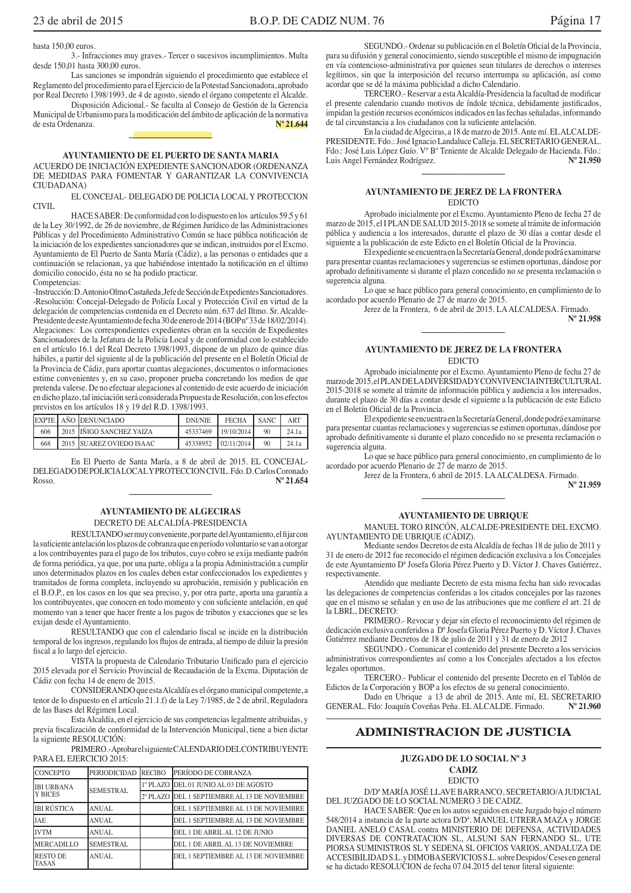hasta 150,00 euros.

3.- Infracciones muy graves.- Tercer o sucesivos incumplimientos. Multa desde 150,01 hasta 300,00 euros.

Las sanciones se impondrán siguiendo el procedimiento que establece el Reglamento del procedimiento para el Ejercicio de la Potestad Sancionadora, aprobado por Real Decreto 1398/1993, de 4 de agosto, siendo el órgano competente el Alcalde.

Disposición Adicional.- Se faculta al Consejo de Gestión de la Gerencia Municipal de Urbanismo para la modificación del ámbito de aplicación de la normativa de esta Ordenanza. **Nº 21.644**

---

## AYUNTAMIENTO DE EL PUERTO DE SANTA MARIA

ACUERDO DE INICIACIÓN EXPEDIENTE SANCIONADOR (ORDENANZA DE MEDIDAS PARA FOMENTAR Y GARANTIZAR LA CONVIVENCIA CIUDADANA)

EL CONCEJAL- DELEGADO DE POLICIA LOCAL Y PROTECCION CIVIL

HACE SABER: De conformidad con lo dispuesto en los artículos 59.5 y 61 de la Ley 30/1992, de 26 de noviembre, de Régimen Jurídico de las Administraciones Públicas y del Procedimiento Administrativo Común se hace pública notificación de la iniciación de los expedientes sancionadores que se indican, instruidos por el Excmo. Ayuntamiento de El Puerto de Santa María (Cádiz), a las personas o entidades que a continuación se relacionan, ya que habiéndose intentado la notificación en el último domicilio conocido, ésta no se ha podido practicar.

Competencias:

-Instrucción: D. Antonio Olmo Castañeda, Jefe de Sección de Expedientes Sancionadores.

-Resolución: Concejal-Delegado de Policía Local y Protección Civil en virtud de la delegación de competencias contenida en el Decreto núm. 637 del Iltmo. Sr. Alcalde-Presidente de este Ayuntamiento de fecha 30 de enero de 2014 (BOP nº 33 de 18/02/2014).

Alegaciones: Los correspondientes expedientes obran en la sección de Expedientes Sancionadores de la Jefatura de la Policía Local y de conformidad con lo establecido en el artículo 16.1 del Real Decreto 1398/1993, dispone de un plazo de quince días hábiles, a partir del siguiente al de la publicación del presente en el Boletín Oficial de la Provincia de Cádiz, para aportar cuantas alegaciones, documentos o informaciones estime convenientes y, en su caso, proponer prueba concretando los medios de que pretenda valerse. De no efectuar alegaciones al contenido de este acuerdo de iniciación en dicho plazo, tal iniciación será considerada Propuesta de Resolución, con los efectos previstos en los artículos 18 y 19 del R.D. 1398/1993.

| EXPTE. | AÑO | DENUNCIADO | DNI/NIE | FECHA | SANC | ART |
|---|---|---|---|---|---|---|
| 606 | 2015 | IÑIGO SANCHEZ YAIZA | 45337469 | 19/10/2014 | 90 | 24.1a |
| 668 | 2015 | SUAREZ OVIEDO ISAAC | 45338952 | 02/11/2014 | 90 | 24.1a |

En El Puerto de Santa María, a 8 de abril de 2015. EL CONCEJAL-DELEGADO DE POLICIA LOCAL Y PROTECCION CIVIL. Fdo. D. Carlos Coronado Rosso. **Nº 21.654**

---

## AYUNTAMIENTO DE ALGECIRAS

DECRETO DE ALCALDÍA-PRESIDENCIA

RESULTANDO ser muy conveniente, por parte del Ayuntamiento, el fijar con la suficiente antelación los plazos de cobranza que en período voluntario se van a otorgar a los contribuyentes para el pago de los tributos, cuyo cobro se exija mediante padrón de forma periódica, ya que, por una parte, obliga a la propia Administración a cumplir unos determinados plazos en los cuales deben estar confeccionados los expedientes y tramitados de forma completa, incluyendo su aprobación, remisión y publicación en el B.O.P., en los casos en los que sea preciso, y, por otra parte, aporta una garantía a los contribuyentes, que conocen en todo momento y con suficiente antelación, en qué momento van a tener que hacer frente a los pagos de tributos y exacciones que se les exijan desde el Ayuntamiento.

RESULTANDO que con el calendario fiscal se incide en la distribución temporal de los ingresos, regulando los flujos de entrada, al tiempo de diluir la presión fiscal a lo largo del ejercicio.

VISTA la propuesta de Calendario Tributario Unificado para el ejercicio 2015 elevada por el Servicio Provincial de Recaudación de la Excma. Diputación de Cádiz con fecha 14 de enero de 2015.

CONSIDERANDO que esta Alcaldía es el órgano municipal competente, a tenor de lo dispuesto en el artículo 21.1.f) de la Ley 7/1985, de 2 de abril, Reguladora de las Bases del Régimen Local.

Esta Alcaldía, en el ejercicio de sus competencias legalmente atribuidas, y previa fiscalización de conformidad de la Intervención Municipal, tiene a bien dictar la siguiente RESOLUCIÓN:

PRIMERO.- Aprobar el siguiente CALENDARIO DEL CONTRIBUYENTE PARA EL EJERCICIO 2015:

| CONCEPTO | PERIODICIDAD | RECIBO | PERÍODO DE COBRANZA |
|---|---|---|---|
| IBI URBANA Y BICES | SEMESTRAL | 1º PLAZO | DEL 01 JUNIO AL 03 DE AGOSTO |
| | | 2º PLAZO | DEL 1 SEPTIEMBRE AL 13 DE NOVIEMBRE |
| IBI RÚSTICA | ANUAL | | DEL 1 SEPTIEMBRE AL 13 DE NOVIEMBRE |
| IAE | ANUAL | | DEL 1 SEPTIEMBRE AL 13 DE NOVIEMBRE |
| IVTM | ANUAL | | DEL 1 DE ABRIL AL 12 DE JUNIO |
| MERCADILLO | SEMESTRAL | | DEL 1 DE ABRIL AL 13 DE NOVIEMBRE |
| RESTO DE TASAS | ANUAL | | DEL 1 SEPTIEMBRE AL 13 DE NOVIEMBRE |

SEGUNDO.- Ordenar su publicación en el Boletín Oficial de la Provincia, para su difusión y general conocimiento, siendo susceptible el mismo de impugnación en vía contencioso-administrativa por quienes sean titulares de derechos o intereses legítimos, sin que la interposición del recurso interrumpa su aplicación, así como acordar que se dé la máxima publicidad a dicho Calendario.

TERCERO.- Reservar a esta Alcaldía-Presidencia la facultad de modificar el presente calendario cuando motivos de índole técnica, debidamente justificados, impidan la gestión recursos económicos indicados en las fechas señaladas, informando de tal circunstancia a los ciudadanos con la suficiente antelación.

En la ciudad de Algeciras, a 18 de marzo de 2015. Ante mí. EL ALCALDE-PRESIDENTE. Fdo.: José Ignacio Landaluce Calleja. EL SECRETARIO GENERAL. Fdo.: José Luis López Guío. Vº Bº Teniente de Alcalde Delegado de Hacienda. Fdo.: Luis Angel Fernández Rodríguez. **Nº 21.950**

---

## AYUNTAMIENTO DE JEREZ DE LA FRONTERA

EDICTO

Aprobado inicialmente por el Excmo. Ayuntamiento Pleno de fecha 27 de marzo de 2015, el I PLAN DE SALUD 2015-2018 se somete al trámite de información pública y audiencia a los interesados, durante el plazo de 30 días a contar desde el siguiente a la publicación de este Edicto en el Boletín Oficial de la Provincia.

El expediente se encuentra en la Secretaría General, donde podrá examinarse para presentar cuantas reclamaciones y sugerencias se estimen oportunas, dándose por aprobado definitivamente si durante el plazo concedido no se presenta reclamación o sugerencia alguna.

Lo que se hace público para general conocimiento, en cumplimiento de lo acordado por acuerdo Plenario de 27 de marzo de 2015.

Jerez de la Frontera, 6 de abril de 2015. LA ALCALDESA. Firmado. **Nº 21.958**

---

## AYUNTAMIENTO DE JEREZ DE LA FRONTERA

EDICTO

Aprobado inicialmente por el Excmo. Ayuntamiento Pleno de fecha 27 de marzo de 2015, el PLAN DE LA DIVERSIDAD Y CONVIVENCIA INTERCULTURAL 2015-2018 se somete al trámite de información pública y audiencia a los interesados, durante el plazo de 30 días a contar desde el siguiente a la publicación de este Edicto en el Boletín Oficial de la Provincia.

El expediente se encuentra en la Secretaría General, donde podrá examinarse para presentar cuantas reclamaciones y sugerencias se estimen oportunas, dándose por aprobado definitivamente si durante el plazo concedido no se presenta reclamación o sugerencia alguna.

Lo que se hace público para general conocimiento, en cumplimiento de lo acordado por acuerdo Plenario de 27 de marzo de 2015.

Jerez de la Frontera, 6 abril de 2015. LA ALCALDESA. Firmado. **Nº 21.959**

---

## AYUNTAMIENTO DE UBRIQUE

MANUEL TORO RINCÓN, ALCALDE-PRESIDENTE DEL EXCMO. AYUNTAMIENTO DE UBRIQUE (CÁDIZ).

Mediante sendos Decretos de esta Alcaldía de fechas 18 de julio de 2011 y 31 de enero de 2012 fue reconocido el régimen dedicación exclusiva a los Concejales de este Ayuntamiento Dª Josefa Gloria Pérez Puerto y D. Víctor J. Chaves Gutiérrez, respectivamente.

Atendido que mediante Decreto de esta misma fecha han sido revocadas las delegaciones de competencias conferidas a los citados concejales por las razones que en el mismo se señalan y en uso de las atribuciones que me confiere el art. 21 de la LBRL, DECRETO:

PRIMERO.- Revocar y dejar sin efecto el reconocimiento del régimen de dedicación exclusiva conferidos a Dª Josefa Gloria Pérez Puerto y D. Víctor J. Chaves Gutiérrez mediante Decretos de 18 de julio de 2011 y 31 de enero de 2012

SEGUNDO.- Comunicar el contenido del presente Decreto a los servicios administrativos correspondientes así como a los Concejales afectados a los efectos legales oportunos.

TERCERO.- Publicar el contenido del presente Decreto en el Tablón de Edictos de la Corporación y BOP a los efectos de su general conocimiento.

Dado en Ubrique a 13 de abril de 2015. Ante mí, EL SECRETARIO GENERAL. Fdo: Joaquín Coveñas Peña. EL ALCALDE. Firmado. **Nº 21.960**

---

# ADMINISTRACION DE JUSTICIA

## JUZGADO DE LO SOCIAL Nº 3

### CADIZ

EDICTO

D/Dª MARÍA JOSÉ LLAVE BARRANCO, SECRETARIO/A JUDICIAL DEL JUZGADO DE LO SOCIAL NUMERO 3 DE CADIZ.

HACE SABER: Que en los autos seguidos en este Juzgado bajo el número 548/2014 a instancia de la parte actora D/Dª. MANUEL UTRERA MAZA y JORGE DANIEL ANELO CASAL contra MINISTERIO DE DEFENSA, ACTIVIDADES DIVERSAS DE CONTRATACION SL, ALSUNI SAN FERNANDO SL, UTE PIORSA SUMINISTROS SL Y SEDENA SL OFICIOS VARIOS, ANDALUZA DE ACCESIBILIDAD S.L. y DIMOBA SERVICIOS S.L. sobre Despidos/ Ceses en general se ha dictado RESOLUCION de fecha 07.04.2015 del tenor literal siguiente: